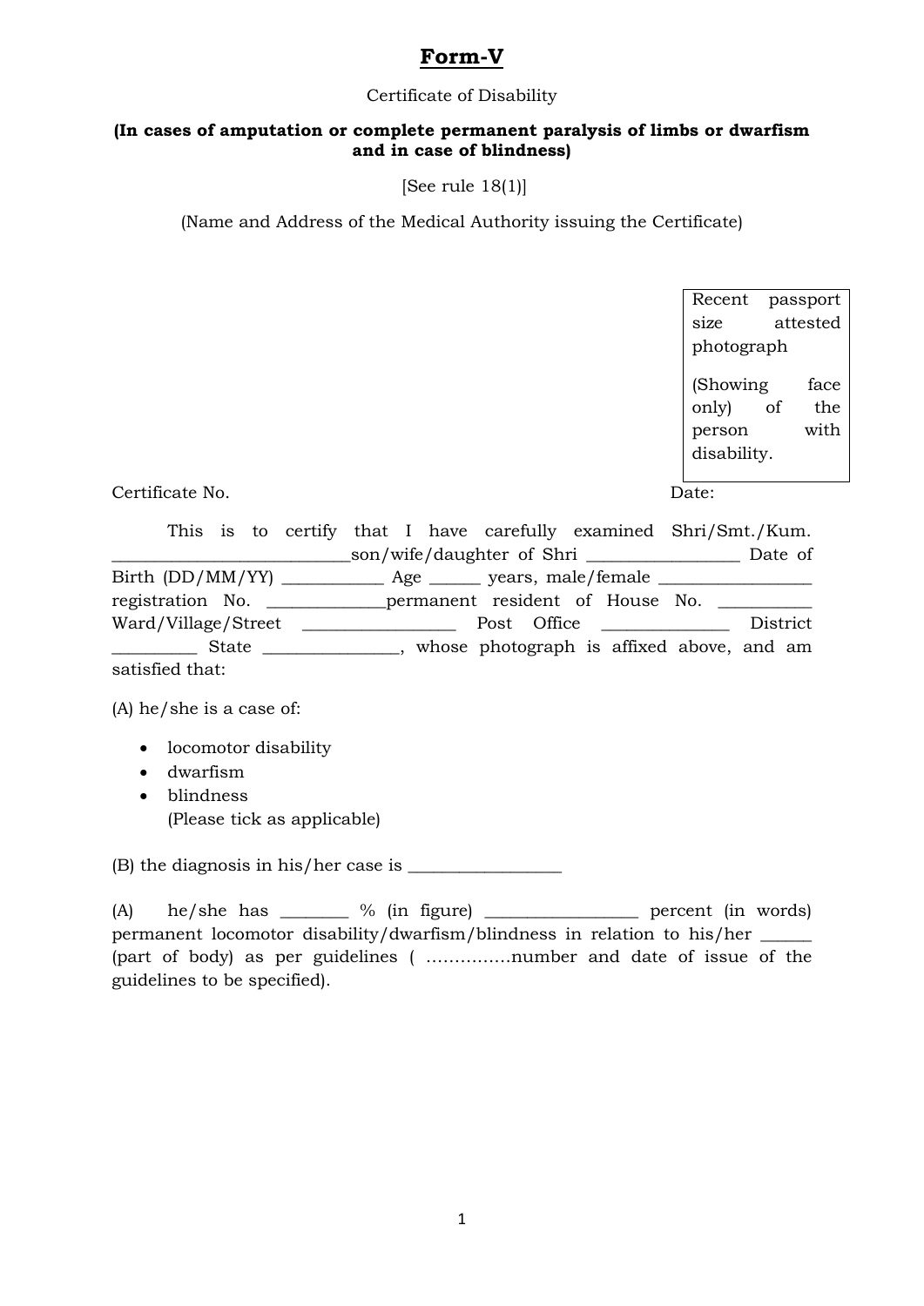# Form-V

Certificate of Disability

**(In cases of amputation or complete permanent paralysis of limbs or dwarfism and in case of blindness)**

[See rule 18(1)]

(Name and Address of the Medical Authority issuing the Certificate)

| Recent passport size attested photograph (Showing face only) of the person with disability. |
|---|

Certificate No. Date:

This is to certify that I have carefully examined Shri/Smt./Kum. ___________________________son/wife/daughter of Shri _________________ Date of Birth (DD/MM/YY) ____________ Age ______ years, male/female _________________ registration No. ______________permanent resident of House No. ___________ Ward/Village/Street _________________ Post Office ______________ District __________ State _______________, whose photograph is affixed above, and am satisfied that:

(A) he/she is a case of:

- locomotor disability
- dwarfism
- blindness

 (Please tick as applicable)

(B) the diagnosis in his/her case is _________________

(A) he/she has ________ % (in figure) _________________ percent (in words) permanent locomotor disability/dwarfism/blindness in relation to his/her ______ (part of body) as per guidelines ( ……………number and date of issue of the guidelines to be specified).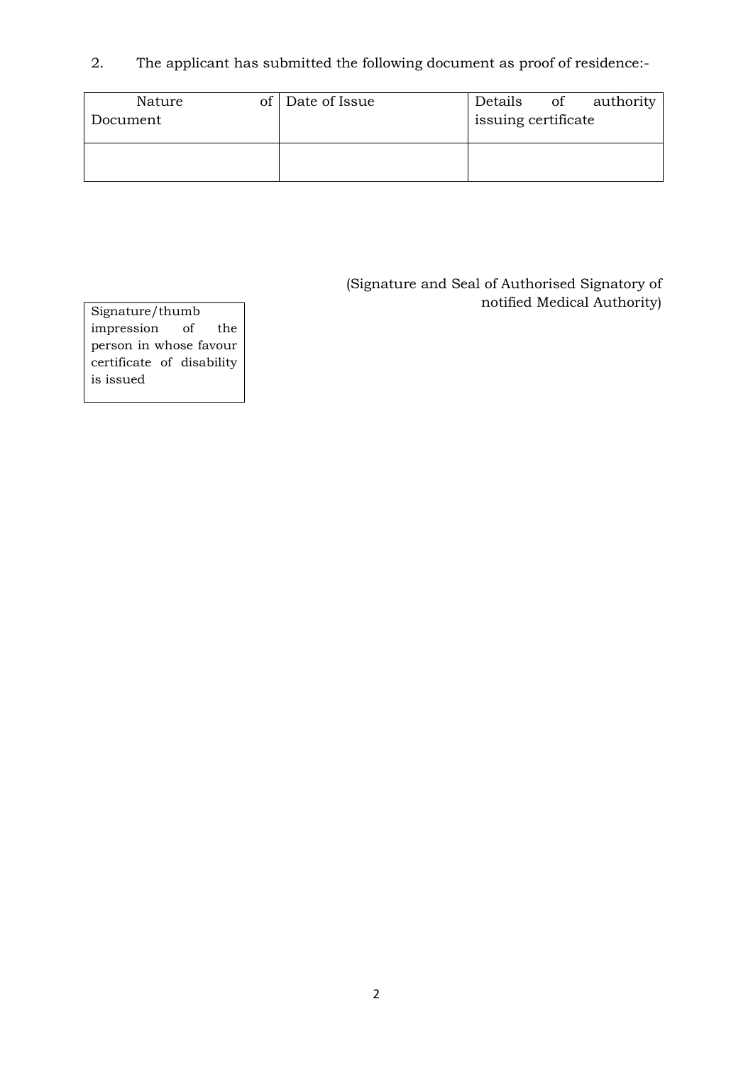2. The applicant has submitted the following document as proof of residence:-

| Nature of Document | Date of Issue | Details of authority issuing certificate |
|---|---|---|
| | | |

(Signature and Seal of Authorised Signatory of notified Medical Authority)

| Signature/thumb impression of the person in whose favour certificate of disability is issued |
|---|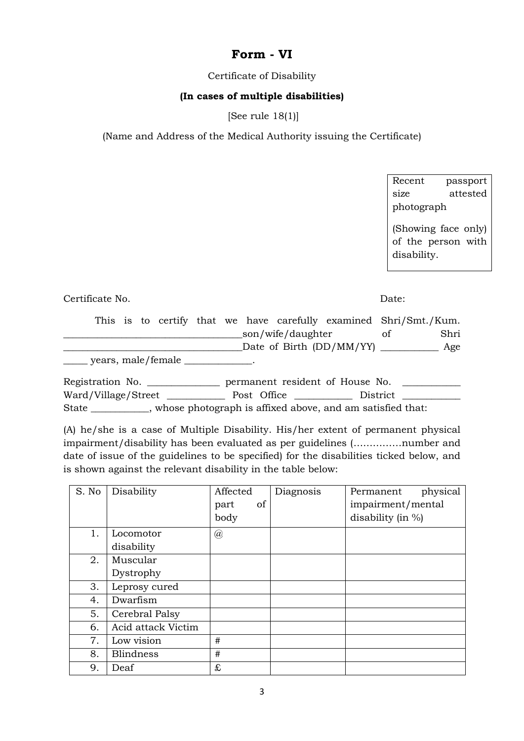# Form - VI

Certificate of Disability

**(In cases of multiple disabilities)**

[See rule 18(1)]

(Name and Address of the Medical Authority issuing the Certificate)

| Recent passport size attested photograph (Showing face only) of the person with disability. |
|---|

Certificate No. Date:

This is to certify that we have carefully examined Shri/Smt./Kum. ___________________________________son/wife/daughter of Shri ___________________________________Date of Birth (DD/MM/YY) ___________ Age _____ years, male/female _____________.

Registration No. ______________ permanent resident of House No. ___________ Ward/Village/Street ___________ Post Office ___________ District ___________ State ___________, whose photograph is affixed above, and am satisfied that:

(A) he/she is a case of Multiple Disability. His/her extent of permanent physical impairment/disability has been evaluated as per guidelines (……………number and date of issue of the guidelines to be specified) for the disabilities ticked below, and is shown against the relevant disability in the table below:

| S. No | Disability | Affected part of body | Diagnosis | Permanent physical impairment/mental disability (in %) |
|---|---|---|---|---|
| 1. | Locomotor disability | @ | | |
| 2. | Muscular Dystrophy | | | |
| 3. | Leprosy cured | | | |
| 4. | Dwarfism | | | |
| 5. | Cerebral Palsy | | | |
| 6. | Acid attack Victim | | | |
| 7. | Low vision | # | | |
| 8. | Blindness | # | | |
| 9. | Deaf | £ | | |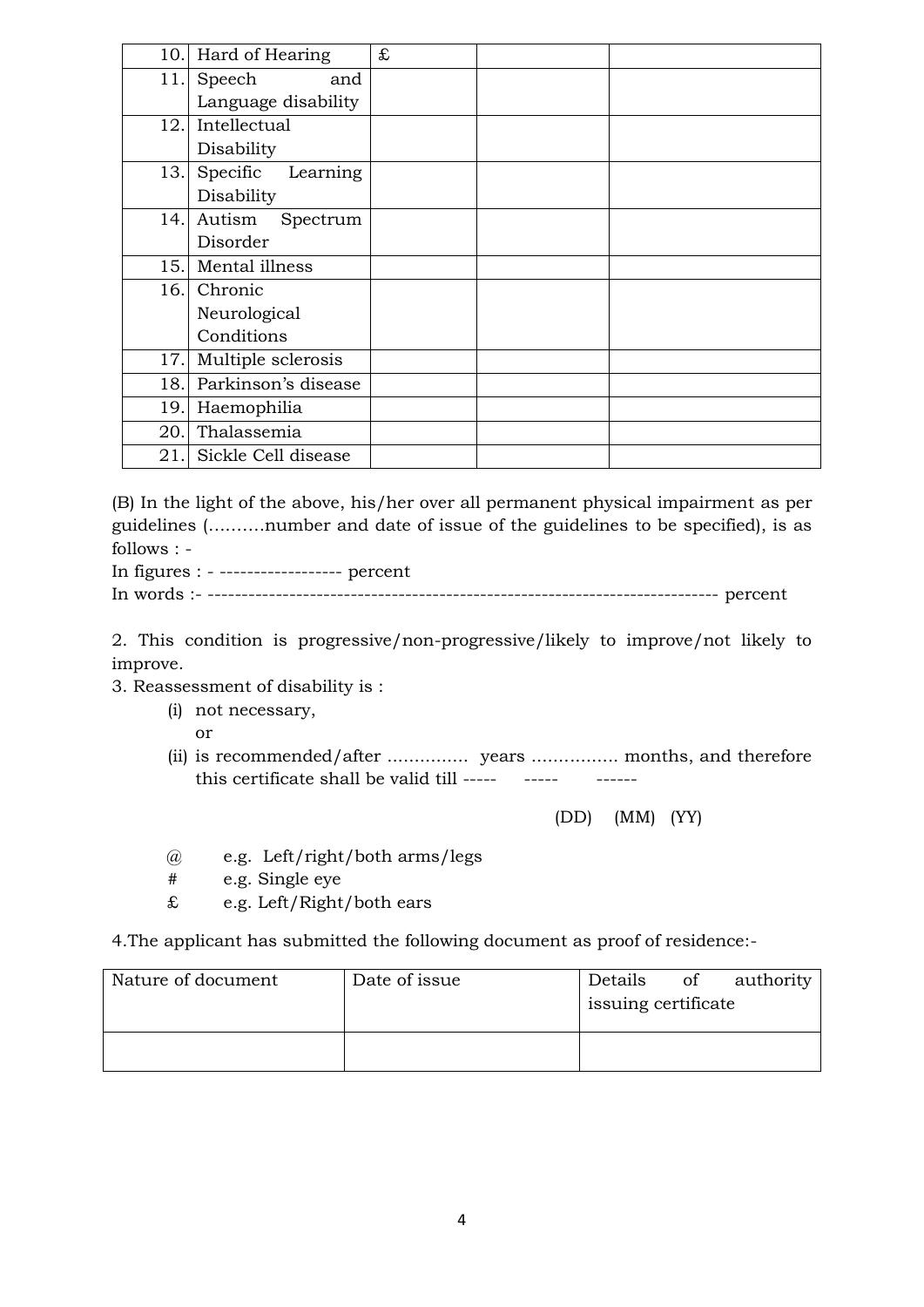| | | | | |
|---|---|---|---|---|
| 10. | Hard of Hearing | £ | | |
| 11. | Speech and Language disability | | | |
| 12. | Intellectual Disability | | | |
| 13. | Specific Learning Disability | | | |
| 14. | Autism Spectrum Disorder | | | |
| 15. | Mental illness | | | |
| 16. | Chronic Neurological Conditions | | | |
| 17. | Multiple sclerosis | | | |
| 18. | Parkinson's disease | | | |
| 19. | Haemophilia | | | |
| 20. | Thalassemia | | | |
| 21. | Sickle Cell disease | | | |

(B) In the light of the above, his/her over all permanent physical impairment as per guidelines (..........number and date of issue of the guidelines to be specified), is as follows : -

In figures : - ------------------ percent

In words :- -------------------------------------------------------------------------- percent

2. This condition is progressive/non-progressive/likely to improve/not likely to improve.

3. Reassessment of disability is :

(i) not necessary,

or

(ii) is recommended/after ............... years ................ months, and therefore this certificate shall be valid till ----- ----- ------

(DD) (MM) (YY)

@ e.g. Left/right/both arms/legs

# e.g. Single eye

£ e.g. Left/Right/both ears

4.The applicant has submitted the following document as proof of residence:-

| Nature of document | Date of issue | Details of authority issuing certificate |
|---|---|---|
| | | |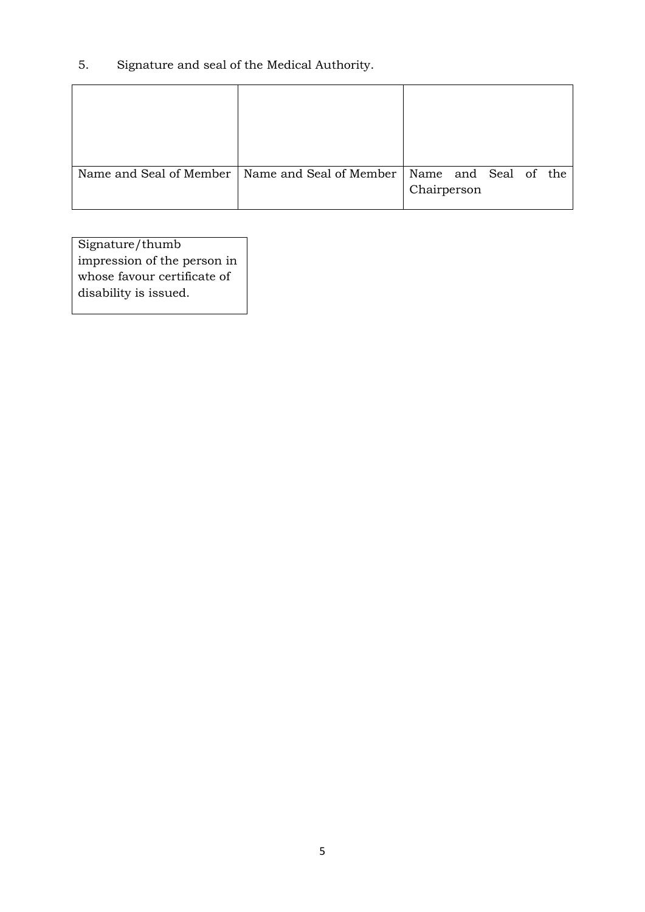5. Signature and seal of the Medical Authority.

| | | |
|---|---|---|
| | | |
| Name and Seal of Member | Name and Seal of Member | Name and Seal of the Chairperson |

| Signature/thumb impression of the person in whose favour certificate of disability is issued. |
|---|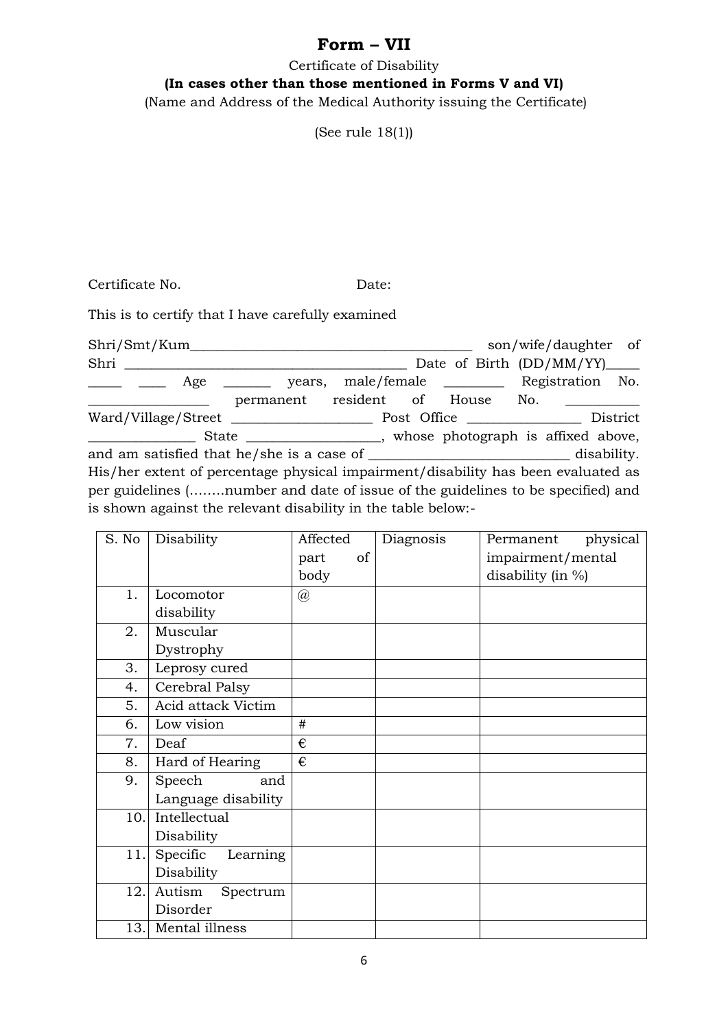# Form – VII

Certificate of Disability

**(In cases other than those mentioned in Forms V and VI)**

(Name and Address of the Medical Authority issuing the Certificate)

(See rule 18(1))

Certificate No. Date:

This is to certify that I have carefully examined

Shri/Smt/Kum_________________________________________ son/wife/daughter of Shri ________________________________________ Date of Birth (DD/MM/YY)_____ _____ ____ Age _______ years, male/female ________ Registration No. _________________ permanent resident of House No. __________ Ward/Village/Street ____________________ Post Office ________________ District _______________ State ___________________, whose photograph is affixed above, and am satisfied that he/she is a case of ____________________________ disability. His/her extent of percentage physical impairment/disability has been evaluated as per guidelines (……..number and date of issue of the guidelines to be specified) and is shown against the relevant disability in the table below:-

| S. No | Disability | Affected part of body | Diagnosis | Permanent physical impairment/mental disability (in %) |
|---|---|---|---|---|
| 1. | Locomotor disability | @ | | |
| 2. | Muscular Dystrophy | | | |
| 3. | Leprosy cured | | | |
| 4. | Cerebral Palsy | | | |
| 5. | Acid attack Victim | | | |
| 6. | Low vision | # | | |
| 7. | Deaf | € | | |
| 8. | Hard of Hearing | € | | |
| 9. | Speech and Language disability | | | |
| 10. | Intellectual Disability | | | |
| 11. | Specific Learning Disability | | | |
| 12. | Autism Spectrum Disorder | | | |
| 13. | Mental illness | | | |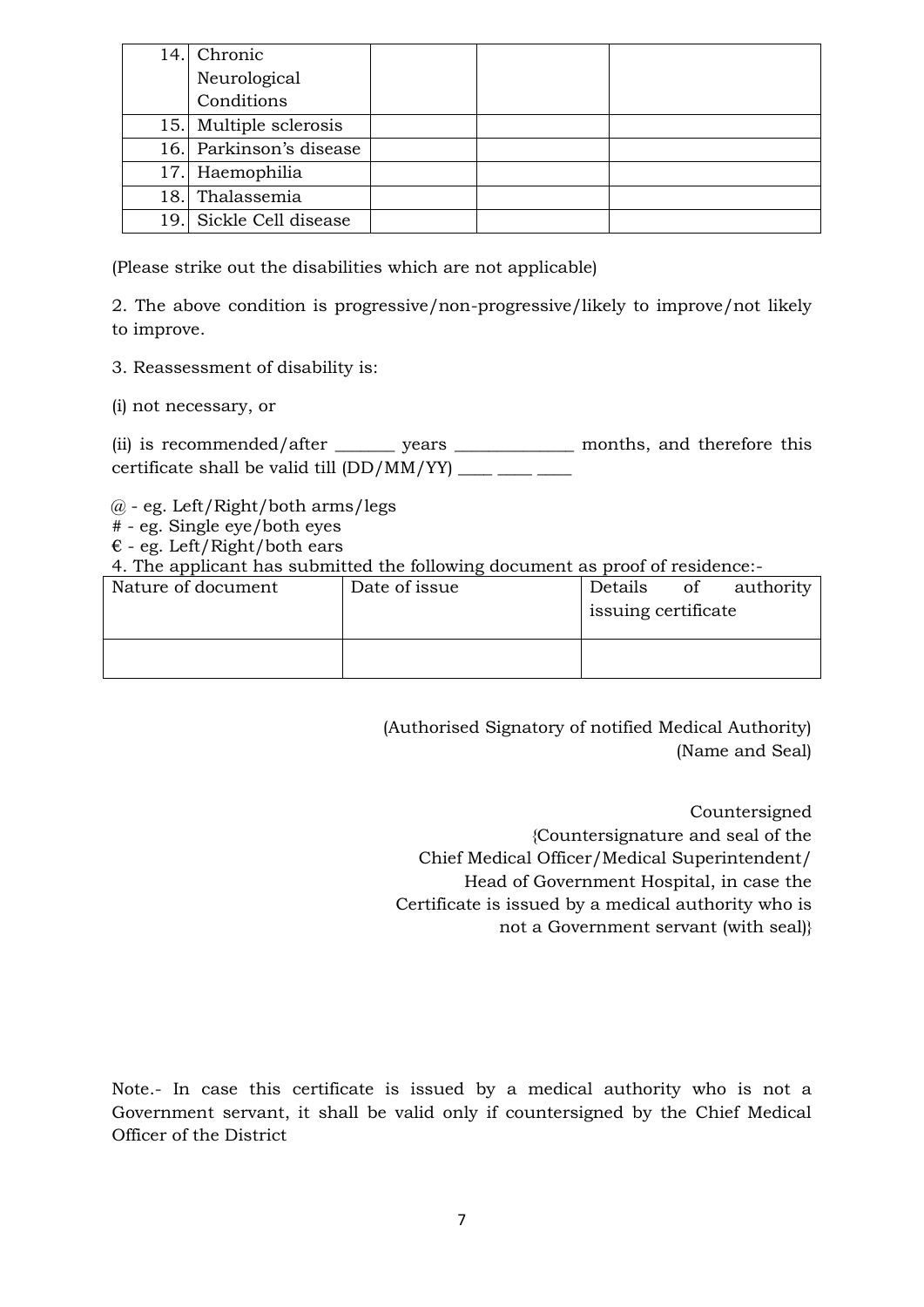| | | | | |
|---|---|---|---|---|
| 14. | Chronic Neurological Conditions | | | |
| 15. | Multiple sclerosis | | | |
| 16. | Parkinson's disease | | | |
| 17. | Haemophilia | | | |
| 18. | Thalassemia | | | |
| 19. | Sickle Cell disease | | | |

(Please strike out the disabilities which are not applicable)

2. The above condition is progressive/non-progressive/likely to improve/not likely to improve.

3. Reassessment of disability is:

(i) not necessary, or

(ii) is recommended/after _______ years _____________ months, and therefore this certificate shall be valid till (DD/MM/YY) ____ ____ ____

@ - eg. Left/Right/both arms/legs
\# - eg. Single eye/both eyes
€ - eg. Left/Right/both ears

4. The applicant has submitted the following document as proof of residence:-

| Nature of document | Date of issue | Details of authority issuing certificate |
|---|---|---|
| | | |

(Authorised Signatory of notified Medical Authority)
(Name and Seal)

Countersigned
{Countersignature and seal of the
Chief Medical Officer/Medical Superintendent/
Head of Government Hospital, in case the
Certificate is issued by a medical authority who is
not a Government servant (with seal)}

Note.- In case this certificate is issued by a medical authority who is not a Government servant, it shall be valid only if countersigned by the Chief Medical Officer of the District